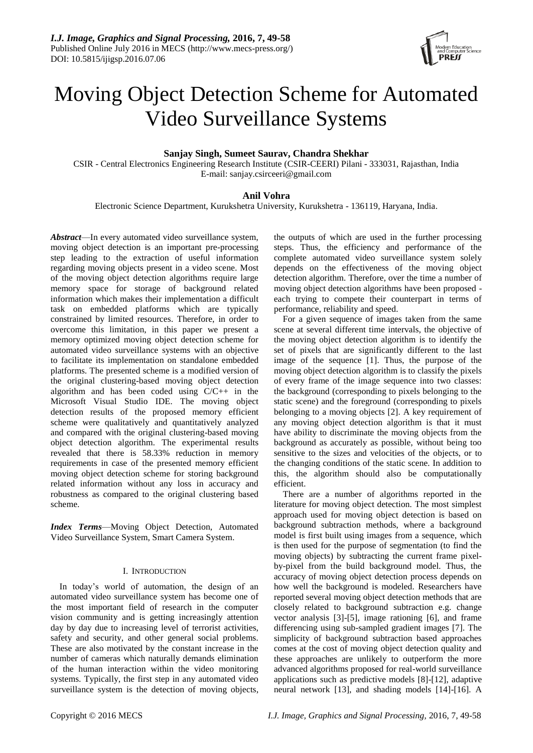# Moving Object Detection Scheme for Automated Video Surveillance Systems

**Sanjay Singh, Sumeet Saurav, Chandra Shekhar**

CSIR - Central Electronics Engineering Research Institute (CSIR-CEERI) Pilani - 333031, Rajasthan, India
E-mail: sanjay.csirceeri@gmail.com

**Anil Vohra**

Electronic Science Department, Kurukshetra University, Kurukshetra - 136119, Haryana, India.

***Abstract***—In every automated video surveillance system, moving object detection is an important pre-processing step leading to the extraction of useful information regarding moving objects present in a video scene. Most of the moving object detection algorithms require large memory space for storage of background related information which makes their implementation a difficult task on embedded platforms which are typically constrained by limited resources. Therefore, in order to overcome this limitation, in this paper we present a memory optimized moving object detection scheme for automated video surveillance systems with an objective to facilitate its implementation on standalone embedded platforms. The presented scheme is a modified version of the original clustering-based moving object detection algorithm and has been coded using C/C++ in the Microsoft Visual Studio IDE. The moving object detection results of the proposed memory efficient scheme were qualitatively and quantitatively analyzed and compared with the original clustering-based moving object detection algorithm. The experimental results revealed that there is 58.33% reduction in memory requirements in case of the presented memory efficient moving object detection scheme for storing background related information without any loss in accuracy and robustness as compared to the original clustering based scheme.

***Index Terms***—Moving Object Detection, Automated Video Surveillance System, Smart Camera System.

## I. INTRODUCTION

In today's world of automation, the design of an automated video surveillance system has become one of the most important field of research in the computer vision community and is getting increasingly attention day by day due to increasing level of terrorist activities, safety and security, and other general social problems. These are also motivated by the constant increase in the number of cameras which naturally demands elimination of the human interaction within the video monitoring systems. Typically, the first step in any automated video surveillance system is the detection of moving objects, the outputs of which are used in the further processing steps. Thus, the efficiency and performance of the complete automated video surveillance system solely depends on the effectiveness of the moving object detection algorithm. Therefore, over the time a number of moving object detection algorithms have been proposed - each trying to compete their counterpart in terms of performance, reliability and speed.

For a given sequence of images taken from the same scene at several different time intervals, the objective of the moving object detection algorithm is to identify the set of pixels that are significantly different to the last image of the sequence [1]. Thus, the purpose of the moving object detection algorithm is to classify the pixels of every frame of the image sequence into two classes: the background (corresponding to pixels belonging to the static scene) and the foreground (corresponding to pixels belonging to a moving objects [2]. A key requirement of any moving object detection algorithm is that it must have ability to discriminate the moving objects from the background as accurately as possible, without being too sensitive to the sizes and velocities of the objects, or to the changing conditions of the static scene. In addition to this, the algorithm should also be computationally efficient.

There are a number of algorithms reported in the literature for moving object detection. The most simplest approach used for moving object detection is based on background subtraction methods, where a background model is first built using images from a sequence, which is then used for the purpose of segmentation (to find the moving objects) by subtracting the current frame pixel-by-pixel from the build background model. Thus, the accuracy of moving object detection process depends on how well the background is modeled. Researchers have reported several moving object detection methods that are closely related to background subtraction e.g. change vector analysis [3]-[5], image rationing [6], and frame differencing using sub-sampled gradient images [7]. The simplicity of background subtraction based approaches comes at the cost of moving object detection quality and these approaches are unlikely to outperform the more advanced algorithms proposed for real-world surveillance applications such as predictive models [8]-[12], adaptive neural network [13], and shading models [14]-[16]. A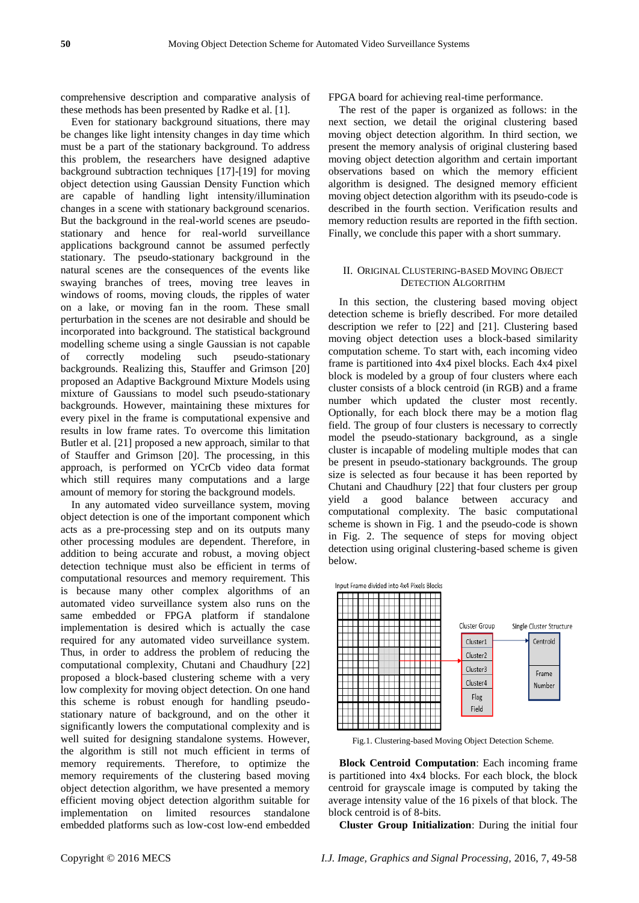comprehensive description and comparative analysis of these methods has been presented by Radke et al. [1].

Even for stationary background situations, there may be changes like light intensity changes in day time which must be a part of the stationary background. To address this problem, the researchers have designed adaptive background subtraction techniques [17]-[19] for moving object detection using Gaussian Density Function which are capable of handling light intensity/illumination changes in a scene with stationary background scenarios. But the background in the real-world scenes are pseudo-stationary and hence for real-world surveillance applications background cannot be assumed perfectly stationary. The pseudo-stationary background in the natural scenes are the consequences of the events like swaying branches of trees, moving tree leaves in windows of rooms, moving clouds, the ripples of water on a lake, or moving fan in the room. These small perturbation in the scenes are not desirable and should be incorporated into background. The statistical background modelling scheme using a single Gaussian is not capable of correctly modeling such pseudo-stationary backgrounds. Realizing this, Stauffer and Grimson [20] proposed an Adaptive Background Mixture Models using mixture of Gaussians to model such pseudo-stationary backgrounds. However, maintaining these mixtures for every pixel in the frame is computational expensive and results in low frame rates. To overcome this limitation Butler et al. [21] proposed a new approach, similar to that of Stauffer and Grimson [20]. The processing, in this approach, is performed on YCrCb video data format which still requires many computations and a large amount of memory for storing the background models.

In any automated video surveillance system, moving object detection is one of the important component which acts as a pre-processing step and on its outputs many other processing modules are dependent. Therefore, in addition to being accurate and robust, a moving object detection technique must also be efficient in terms of computational resources and memory requirement. This is because many other complex algorithms of an automated video surveillance system also runs on the same embedded or FPGA platform if standalone implementation is desired which is actually the case required for any automated video surveillance system. Thus, in order to address the problem of reducing the computational complexity, Chutani and Chaudhury [22] proposed a block-based clustering scheme with a very low complexity for moving object detection. On one hand this scheme is robust enough for handling pseudo-stationary nature of background, and on the other it significantly lowers the computational complexity and is well suited for designing standalone systems. However, the algorithm is still not much efficient in terms of memory requirements. Therefore, to optimize the memory requirements of the clustering based moving object detection algorithm, we have presented a memory efficient moving object detection algorithm suitable for implementation on limited resources standalone embedded platforms such as low-cost low-end embedded FPGA board for achieving real-time performance.

The rest of the paper is organized as follows: in the next section, we detail the original clustering based moving object detection algorithm. In third section, we present the memory analysis of original clustering based moving object detection algorithm and certain important observations based on which the memory efficient algorithm is designed. The designed memory efficient moving object detection algorithm with its pseudo-code is described in the fourth section. Verification results and memory reduction results are reported in the fifth section. Finally, we conclude this paper with a short summary.

## II. Original Clustering-based Moving Object Detection Algorithm

In this section, the clustering based moving object detection scheme is briefly described. For more detailed description we refer to [22] and [21]. Clustering based moving object detection uses a block-based similarity computation scheme. To start with, each incoming video frame is partitioned into 4x4 pixel blocks. Each 4x4 pixel block is modeled by a group of four clusters where each cluster consists of a block centroid (in RGB) and a frame number which updated the cluster most recently. Optionally, for each block there may be a motion flag field. The group of four clusters is necessary to correctly model the pseudo-stationary background, as a single cluster is incapable of modeling multiple modes that can be present in pseudo-stationary backgrounds. The group size is selected as four because it has been reported by Chutani and Chaudhury [22] that four clusters per group yield a good balance between accuracy and computational complexity. The basic computational scheme is shown in Fig. 1 and the pseudo-code is shown in Fig. 2. The sequence of steps for moving object detection using original clustering-based scheme is given below.

Fig.1. Clustering-based Moving Object Detection Scheme.

**Block Centroid Computation**: Each incoming frame is partitioned into 4x4 blocks. For each block, the block centroid for grayscale image is computed by taking the average intensity value of the 16 pixels of that block. The block centroid is of 8-bits.

**Cluster Group Initialization**: During the initial four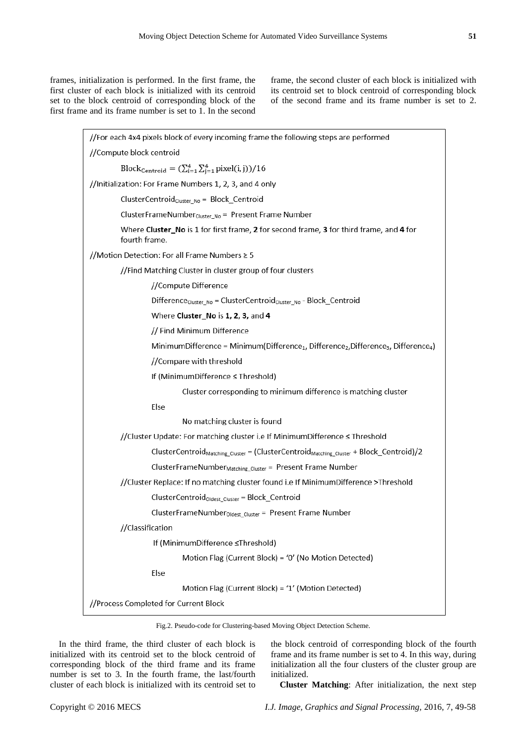frames, initialization is performed. In the first frame, the first cluster of each block is initialized with its centroid set to the block centroid of corresponding block of the first frame and its frame number is set to 1. In the second frame, the second cluster of each block is initialized with its centroid set to block centroid of corresponding block of the second frame and its frame number is set to 2.

```
//For each 4x4 pixels block of every incoming frame the following steps are performed
//Compute block centroid
        Block_Centroid = (Σ_{i=1}^{4} Σ_{j=1}^{4} pixel(i, j))/16
//Initialization: For Frame Numbers 1, 2, 3, and 4 only
        ClusterCentroid_Cluster_No = Block_Centroid
        ClusterFrameNumber_Cluster_No = Present Frame Number
        Where Cluster_No is 1 for first frame, 2 for second frame, 3 for third frame, and 4 for
        fourth frame.
//Motion Detection: For all Frame Numbers ≥ 5
        //Find Matching Cluster in cluster group of four clusters
                //Compute Difference
                Difference_Cluster_No = ClusterCentroid_Cluster_No - Block_Centroid
                Where Cluster_No is 1, 2, 3, and 4
                // Find Minimum Difference
                MinimumDifference = Minimum(Difference_1, Difference_2,Difference_3, Difference_4)
                //Compare with threshold
                If (MinimumDifference ≤ Threshold)
                        Cluster corresponding to minimum difference is matching cluster
                Else
                        No matching cluster is found
        //Cluster Update: For matching cluster i.e If MinimumDifference ≤ Threshold
                ClusterCentroid_Matching_Cluster = (ClusterCentroid_Matching_Cluster + Block_Centroid)/2
                ClusterFrameNumber_Matching_Cluster = Present Frame Number
        //Cluster Replace: If no matching cluster found i.e If MinimumDifference >Threshold
                ClusterCentroid_Oldest_Cluster = Block_Centroid
                ClusterFrameNumber_Oldest_Cluster = Present Frame Number
        //Classification
                If (MinimumDifference ≤Threshold)
                        Motion Flag (Current Block) = '0' (No Motion Detected)
                Else
                        Motion Flag (Current Block) = '1' (Motion Detected)
//Process Completed for Current Block
```

Fig.2. Pseudo-code for Clustering-based Moving Object Detection Scheme.

In the third frame, the third cluster of each block is initialized with its centroid set to the block centroid of corresponding block of the third frame and its frame number is set to 3. In the fourth frame, the last/fourth cluster of each block is initialized with its centroid set to the block centroid of corresponding block of the fourth frame and its frame number is set to 4. In this way, during initialization all the four clusters of the cluster group are initialized.

**Cluster Matching**: After initialization, the next step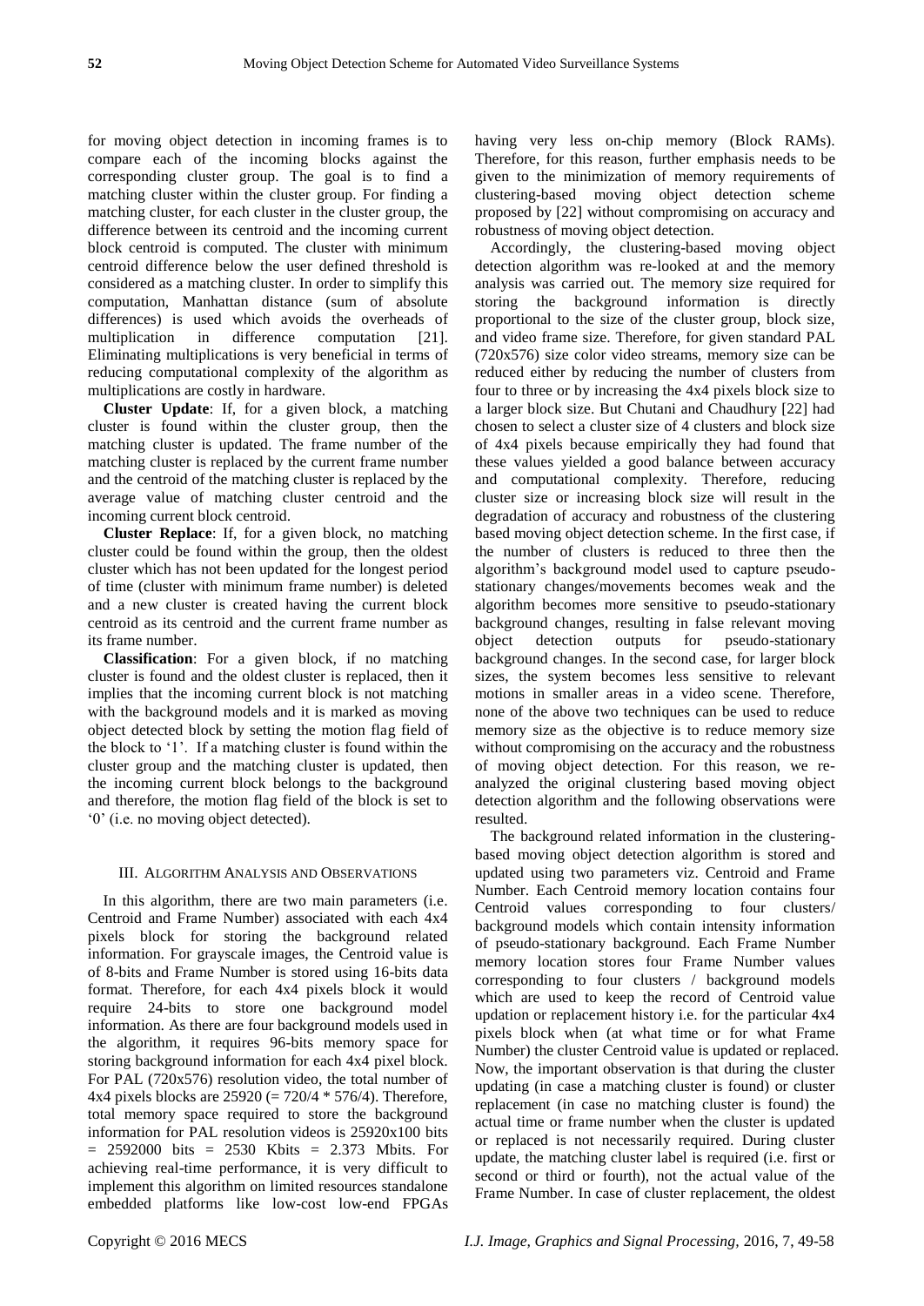for moving object detection in incoming frames is to compare each of the incoming blocks against the corresponding cluster group. The goal is to find a matching cluster within the cluster group. For finding a matching cluster, for each cluster in the cluster group, the difference between its centroid and the incoming current block centroid is computed. The cluster with minimum centroid difference below the user defined threshold is considered as a matching cluster. In order to simplify this computation, Manhattan distance (sum of absolute differences) is used which avoids the overheads of multiplication in difference computation [21]. Eliminating multiplications is very beneficial in terms of reducing computational complexity of the algorithm as multiplications are costly in hardware.

**Cluster Update**: If, for a given block, a matching cluster is found within the cluster group, then the matching cluster is updated. The frame number of the matching cluster is replaced by the current frame number and the centroid of the matching cluster is replaced by the average value of matching cluster centroid and the incoming current block centroid.

**Cluster Replace**: If, for a given block, no matching cluster could be found within the group, then the oldest cluster which has not been updated for the longest period of time (cluster with minimum frame number) is deleted and a new cluster is created having the current block centroid as its centroid and the current frame number as its frame number.

**Classification**: For a given block, if no matching cluster is found and the oldest cluster is replaced, then it implies that the incoming current block is not matching with the background models and it is marked as moving object detected block by setting the motion flag field of the block to '1'. If a matching cluster is found within the cluster group and the matching cluster is updated, then the incoming current block belongs to the background and therefore, the motion flag field of the block is set to '0' (i.e. no moving object detected).

## III. Algorithm Analysis and Observations

In this algorithm, there are two main parameters (i.e. Centroid and Frame Number) associated with each 4x4 pixels block for storing the background related information. For grayscale images, the Centroid value is of 8-bits and Frame Number is stored using 16-bits data format. Therefore, for each 4x4 pixels block it would require 24-bits to store one background model information. As there are four background models used in the algorithm, it requires 96-bits memory space for storing background information for each 4x4 pixel block. For PAL (720x576) resolution video, the total number of 4x4 pixels blocks are 25920 (= 720/4 * 576/4). Therefore, total memory space required to store the background information for PAL resolution videos is 25920x100 bits = 2592000 bits = 2530 Kbits = 2.373 Mbits. For achieving real-time performance, it is very difficult to implement this algorithm on limited resources standalone embedded platforms like low-cost low-end FPGAs having very less on-chip memory (Block RAMs). Therefore, for this reason, further emphasis needs to be given to the minimization of memory requirements of clustering-based moving object detection scheme proposed by [22] without compromising on accuracy and robustness of moving object detection.

Accordingly, the clustering-based moving object detection algorithm was re-looked at and the memory analysis was carried out. The memory size required for storing the background information is directly proportional to the size of the cluster group, block size, and video frame size. Therefore, for given standard PAL (720x576) size color video streams, memory size can be reduced either by reducing the number of clusters from four to three or by increasing the 4x4 pixels block size to a larger block size. But Chutani and Chaudhury [22] had chosen to select a cluster size of 4 clusters and block size of 4x4 pixels because empirically they had found that these values yielded a good balance between accuracy and computational complexity. Therefore, reducing cluster size or increasing block size will result in the degradation of accuracy and robustness of the clustering based moving object detection scheme. In the first case, if the number of clusters is reduced to three then the algorithm's background model used to capture pseudo-stationary changes/movements becomes weak and the algorithm becomes more sensitive to pseudo-stationary background changes, resulting in false relevant moving object detection outputs for pseudo-stationary background changes. In the second case, for larger block sizes, the system becomes less sensitive to relevant motions in smaller areas in a video scene. Therefore, none of the above two techniques can be used to reduce memory size as the objective is to reduce memory size without compromising on the accuracy and the robustness of moving object detection. For this reason, we re-analyzed the original clustering based moving object detection algorithm and the following observations were resulted.

The background related information in the clustering-based moving object detection algorithm is stored and updated using two parameters viz. Centroid and Frame Number. Each Centroid memory location contains four Centroid values corresponding to four clusters/ background models which contain intensity information of pseudo-stationary background. Each Frame Number memory location stores four Frame Number values corresponding to four clusters / background models which are used to keep the record of Centroid value updation or replacement history i.e. for the particular 4x4 pixels block when (at what time or for what Frame Number) the cluster Centroid value is updated or replaced. Now, the important observation is that during the cluster updating (in case a matching cluster is found) or cluster replacement (in case no matching cluster is found) the actual time or frame number when the cluster is updated or replaced is not necessarily required. During cluster update, the matching cluster label is required (i.e. first or second or third or fourth), not the actual value of the Frame Number. In case of cluster replacement, the oldest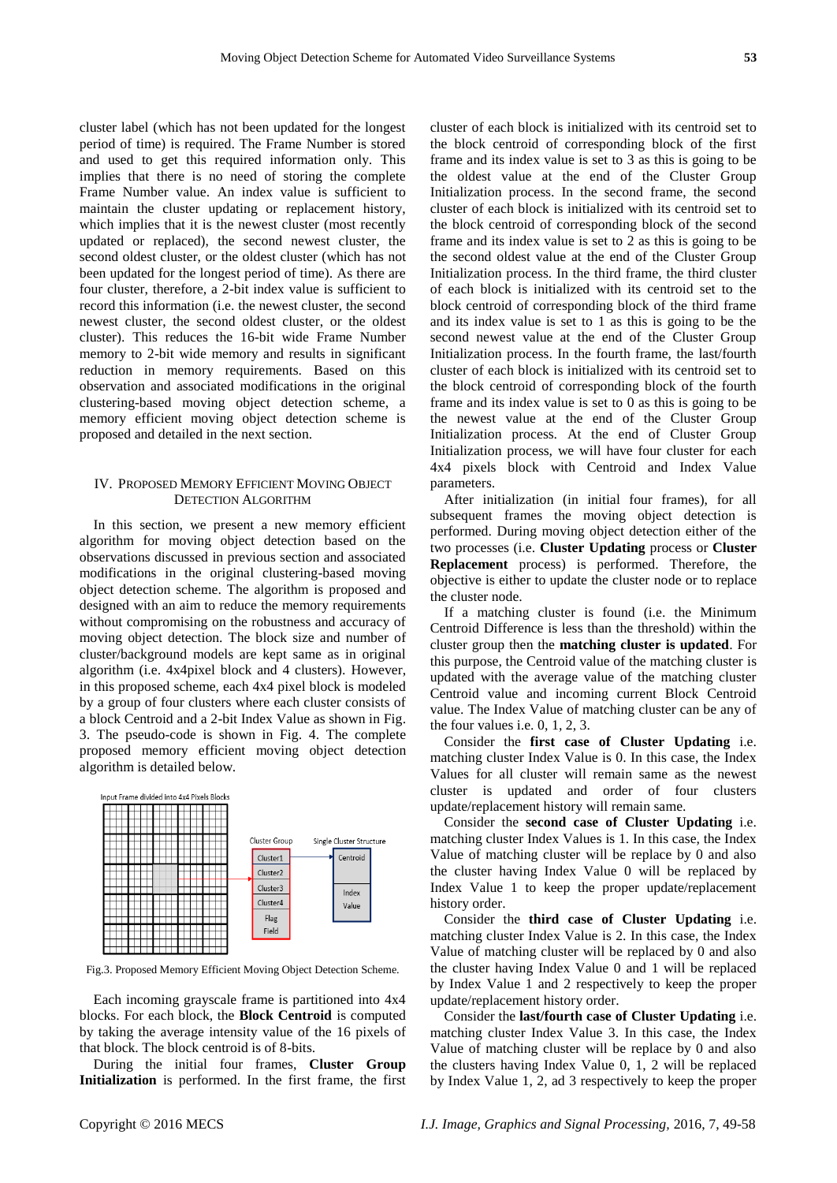cluster label (which has not been updated for the longest period of time) is required. The Frame Number is stored and used to get this required information only. This implies that there is no need of storing the complete Frame Number value. An index value is sufficient to maintain the cluster updating or replacement history, which implies that it is the newest cluster (most recently updated or replaced), the second newest cluster, the second oldest cluster, or the oldest cluster (which has not been updated for the longest period of time). As there are four cluster, therefore, a 2-bit index value is sufficient to record this information (i.e. the newest cluster, the second newest cluster, the second oldest cluster, or the oldest cluster). This reduces the 16-bit wide Frame Number memory to 2-bit wide memory and results in significant reduction in memory requirements. Based on this observation and associated modifications in the original clustering-based moving object detection scheme, a memory efficient moving object detection scheme is proposed and detailed in the next section.

## IV. Proposed Memory Efficient Moving Object Detection Algorithm

In this section, we present a new memory efficient algorithm for moving object detection based on the observations discussed in previous section and associated modifications in the original clustering-based moving object detection scheme. The algorithm is proposed and designed with an aim to reduce the memory requirements without compromising on the robustness and accuracy of moving object detection. The block size and number of cluster/background models are kept same as in original algorithm (i.e. 4x4pixel block and 4 clusters). However, in this proposed scheme, each 4x4 pixel block is modeled by a group of four clusters where each cluster consists of a block Centroid and a 2-bit Index Value as shown in Fig. 3. The pseudo-code is shown in Fig. 4. The complete proposed memory efficient moving object detection algorithm is detailed below.

Fig.3. Proposed Memory Efficient Moving Object Detection Scheme.

Each incoming grayscale frame is partitioned into 4x4 blocks. For each block, the **Block Centroid** is computed by taking the average intensity value of the 16 pixels of that block. The block centroid is of 8-bits.

During the initial four frames, **Cluster Group Initialization** is performed. In the first frame, the first cluster of each block is initialized with its centroid set to the block centroid of corresponding block of the first frame and its index value is set to 3 as this is going to be the oldest value at the end of the Cluster Group Initialization process. In the second frame, the second cluster of each block is initialized with its centroid set to the block centroid of corresponding block of the second frame and its index value is set to 2 as this is going to be the second oldest value at the end of the Cluster Group Initialization process. In the third frame, the third cluster of each block is initialized with its centroid set to the block centroid of corresponding block of the third frame and its index value is set to 1 as this is going to be the second newest value at the end of the Cluster Group Initialization process. In the fourth frame, the last/fourth cluster of each block is initialized with its centroid set to the block centroid of corresponding block of the fourth frame and its index value is set to 0 as this is going to be the newest value at the end of the Cluster Group Initialization process. At the end of Cluster Group Initialization process, we will have four cluster for each 4x4 pixels block with Centroid and Index Value parameters.

After initialization (in initial four frames), for all subsequent frames the moving object detection is performed. During moving object detection either of the two processes (i.e. **Cluster Updating** process or **Cluster Replacement** process) is performed. Therefore, the objective is either to update the cluster node or to replace the cluster node.

If a matching cluster is found (i.e. the Minimum Centroid Difference is less than the threshold) within the cluster group then the **matching cluster is updated**. For this purpose, the Centroid value of the matching cluster is updated with the average value of the matching cluster Centroid value and incoming current Block Centroid value. The Index Value of matching cluster can be any of the four values i.e. 0, 1, 2, 3.

Consider the **first case of Cluster Updating** i.e. matching cluster Index Value is 0. In this case, the Index Values for all cluster will remain same as the newest cluster is updated and order of four clusters update/replacement history will remain same.

Consider the **second case of Cluster Updating** i.e. matching cluster Index Values is 1. In this case, the Index Value of matching cluster will be replace by 0 and also the cluster having Index Value 0 will be replaced by Index Value 1 to keep the proper update/replacement history order.

Consider the **third case of Cluster Updating** i.e. matching cluster Index Value is 2. In this case, the Index Value of matching cluster will be replaced by 0 and also the cluster having Index Value 0 and 1 will be replaced by Index Value 1 and 2 respectively to keep the proper update/replacement history order.

Consider the **last/fourth case of Cluster Updating** i.e. matching cluster Index Value 3. In this case, the Index Value of matching cluster will be replace by 0 and also the clusters having Index Value 0, 1, 2 will be replaced by Index Value 1, 2, ad 3 respectively to keep the proper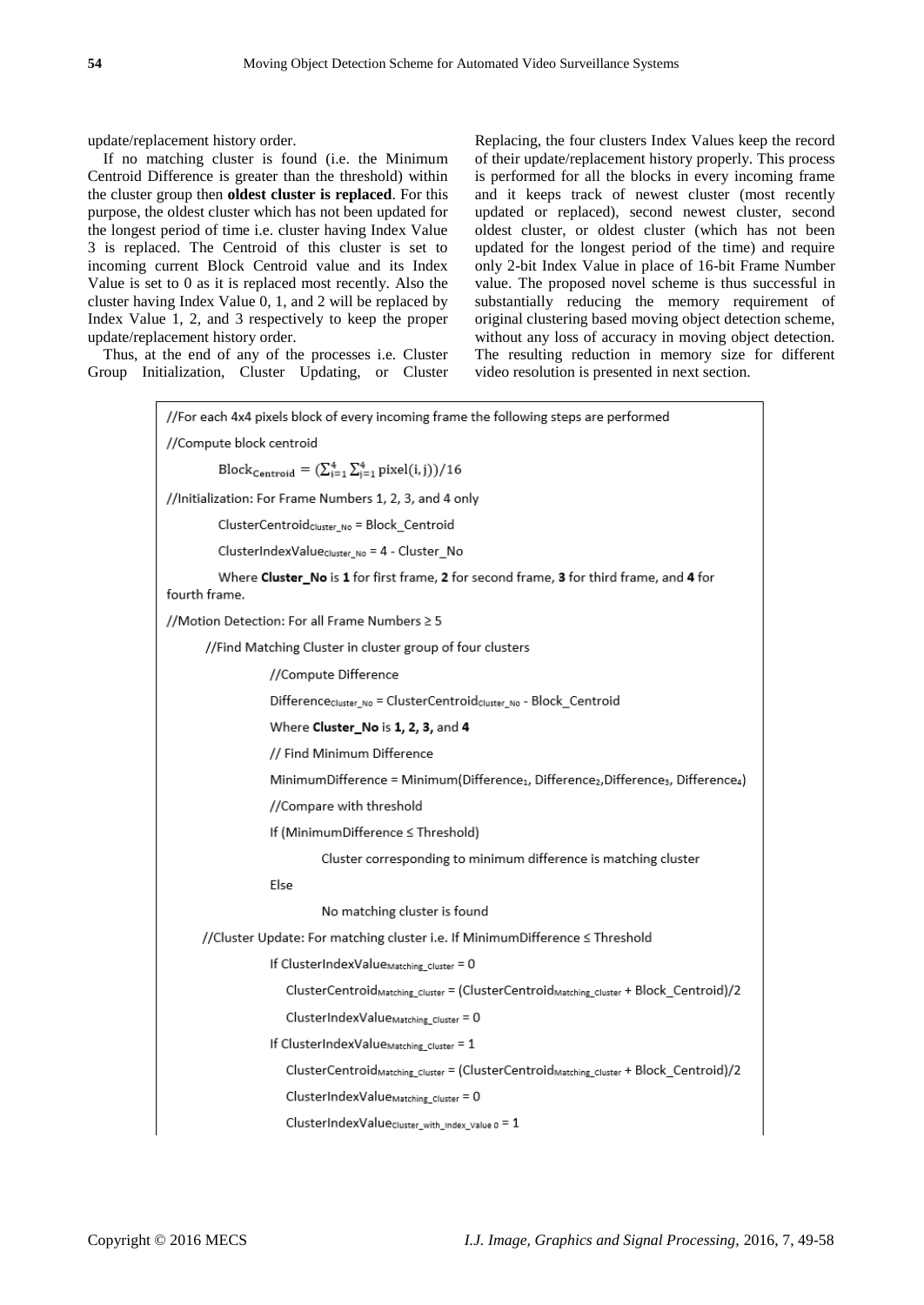update/replacement history order.

If no matching cluster is found (i.e. the Minimum Centroid Difference is greater than the threshold) within the cluster group then **oldest cluster is replaced**. For this purpose, the oldest cluster which has not been updated for the longest period of time i.e. cluster having Index Value 3 is replaced. The Centroid of this cluster is set to incoming current Block Centroid value and its Index Value is set to 0 as it is replaced most recently. Also the cluster having Index Value 0, 1, and 2 will be replaced by Index Value 1, 2, and 3 respectively to keep the proper update/replacement history order.

Thus, at the end of any of the processes i.e. Cluster Group Initialization, Cluster Updating, or Cluster Replacing, the four clusters Index Values keep the record of their update/replacement history properly. This process is performed for all the blocks in every incoming frame and it keeps track of newest cluster (most recently updated or replaced), second newest cluster, second oldest cluster, or oldest cluster (which has not been updated for the longest period of the time) and require only 2-bit Index Value in place of 16-bit Frame Number value. The proposed novel scheme is thus successful in substantially reducing the memory requirement of original clustering based moving object detection scheme, without any loss of accuracy in moving object detection. The resulting reduction in memory size for different video resolution is presented in next section.

```
//For each 4x4 pixels block of every incoming frame the following steps are performed
//Compute block centroid
        Block_Centroid = (Σ_{i=1}^{4} Σ_{j=1}^{4} pixel(i,j))/16
//Initialization: For Frame Numbers 1, 2, 3, and 4 only
        ClusterCentroid_Cluster_No = Block_Centroid
        ClusterIndexValue_Cluster_No = 4 - Cluster_No
        Where Cluster_No is 1 for first frame, 2 for second frame, 3 for third frame, and 4 for fourth frame.
//Motion Detection: For all Frame Numbers ≥ 5
    //Find Matching Cluster in cluster group of four clusters
            //Compute Difference
            Difference_Cluster_No = ClusterCentroid_Cluster_No - Block_Centroid
            Where Cluster_No is 1, 2, 3, and 4
            // Find Minimum Difference
            MinimumDifference = Minimum(Difference_1, Difference_2, Difference_3, Difference_4)
            //Compare with threshold
            If (MinimumDifference ≤ Threshold)
                    Cluster corresponding to minimum difference is matching cluster
            Else
                    No matching cluster is found
    //Cluster Update: For matching cluster i.e. If MinimumDifference ≤ Threshold
            If ClusterIndexValue_Matching_Cluster = 0
                ClusterCentroid_Matching_Cluster = (ClusterCentroid_Matching_Cluster + Block_Centroid)/2
                ClusterIndexValue_Matching_Cluster = 0
            If ClusterIndexValue_Matching_Cluster = 1
                ClusterCentroid_Matching_Cluster = (ClusterCentroid_Matching_Cluster + Block_Centroid)/2
                ClusterIndexValue_Matching_Cluster = 0
                ClusterIndexValue_Cluster_with_Index_Value 0 = 1
```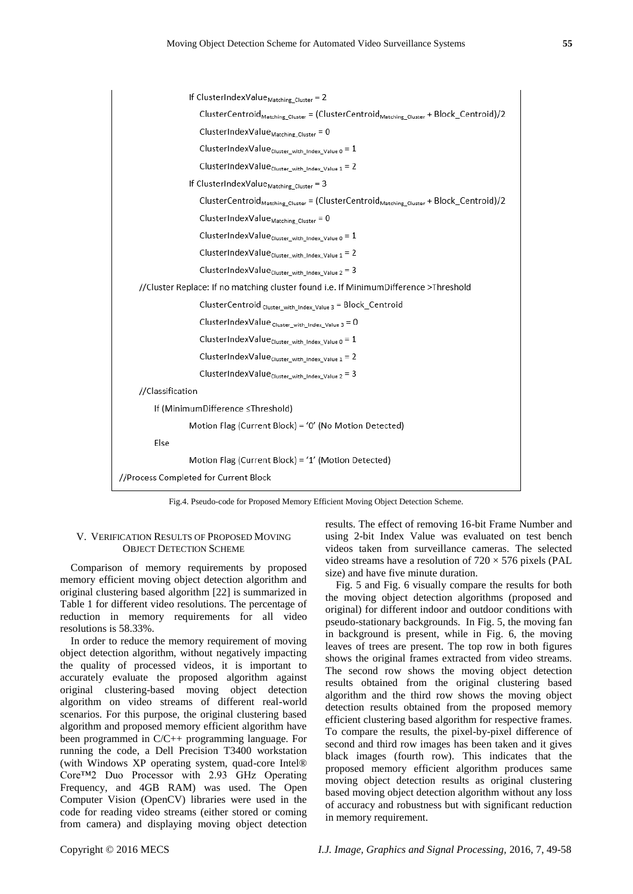```
                If ClusterIndexValue_Matching_Cluster = 2
                    ClusterCentroid_Matching_Cluster = (ClusterCentroid_Matching_Cluster + Block_Centroid)/2
                    ClusterIndexValue_Matching_Cluster = 0
                    ClusterIndexValue_Cluster_with_Index_Value 0 = 1
                    ClusterIndexValue_Cluster_with_Index_Value 1 = 2
                If ClusterIndexValue_Matching_Cluster = 3
                    ClusterCentroid_Matching_Cluster = (ClusterCentroid_Matching_Cluster + Block_Centroid)/2
                    ClusterIndexValue_Matching_Cluster = 0
                    ClusterIndexValue_Cluster_with_Index_Value 0 = 1
                    ClusterIndexValue_Cluster_with_Index_Value 1 = 2
                    ClusterIndexValue_Cluster_with_Index_Value 2 = 3
    //Cluster Replace: If no matching cluster found i.e. If MinimumDifference >Threshold
                    ClusterCentroid Cluster_with_Index_Value 3 = Block_Centroid
                    ClusterIndexValue Cluster_with_Index_Value 3 = 0
                    ClusterIndexValue_Cluster_with_Index_Value 0 = 1
                    ClusterIndexValue_Cluster_with_Index_Value 1 = 2
                    ClusterIndexValue_Cluster_with_Index_Value 2 = 3
    //Classification
        If (MinimumDifference ≤Threshold)
                Motion Flag (Current Block) = '0' (No Motion Detected)
        Else
                Motion Flag (Current Block) = '1' (Motion Detected)
//Process Completed for Current Block
```

Fig.4. Pseudo-code for Proposed Memory Efficient Moving Object Detection Scheme.

## V. Verification Results of Proposed Moving Object Detection Scheme

Comparison of memory requirements by proposed memory efficient moving object detection algorithm and original clustering based algorithm [22] is summarized in Table 1 for different video resolutions. The percentage of reduction in memory requirements for all video resolutions is 58.33%.

In order to reduce the memory requirement of moving object detection algorithm, without negatively impacting the quality of processed videos, it is important to accurately evaluate the proposed algorithm against original clustering-based moving object detection algorithm on video streams of different real-world scenarios. For this purpose, the original clustering based algorithm and proposed memory efficient algorithm have been programmed in C/C++ programming language. For running the code, a Dell Precision T3400 workstation (with Windows XP operating system, quad-core Intel® Core™2 Duo Processor with 2.93 GHz Operating Frequency, and 4GB RAM) was used. The Open Computer Vision (OpenCV) libraries were used in the code for reading video streams (either stored or coming from camera) and displaying moving object detection results. The effect of removing 16-bit Frame Number and using 2-bit Index Value was evaluated on test bench videos taken from surveillance cameras. The selected video streams have a resolution of 720 × 576 pixels (PAL size) and have five minute duration.

Fig. 5 and Fig. 6 visually compare the results for both the moving object detection algorithms (proposed and original) for different indoor and outdoor conditions with pseudo-stationary backgrounds. In Fig. 5, the moving fan in background is present, while in Fig. 6, the moving leaves of trees are present. The top row in both figures shows the original frames extracted from video streams. The second row shows the moving object detection results obtained from the original clustering based algorithm and the third row shows the moving object detection results obtained from the proposed memory efficient clustering based algorithm for respective frames. To compare the results, the pixel-by-pixel difference of second and third row images has been taken and it gives black images (fourth row). This indicates that the proposed memory efficient algorithm produces same moving object detection results as original clustering based moving object detection algorithm without any loss of accuracy and robustness but with significant reduction in memory requirement.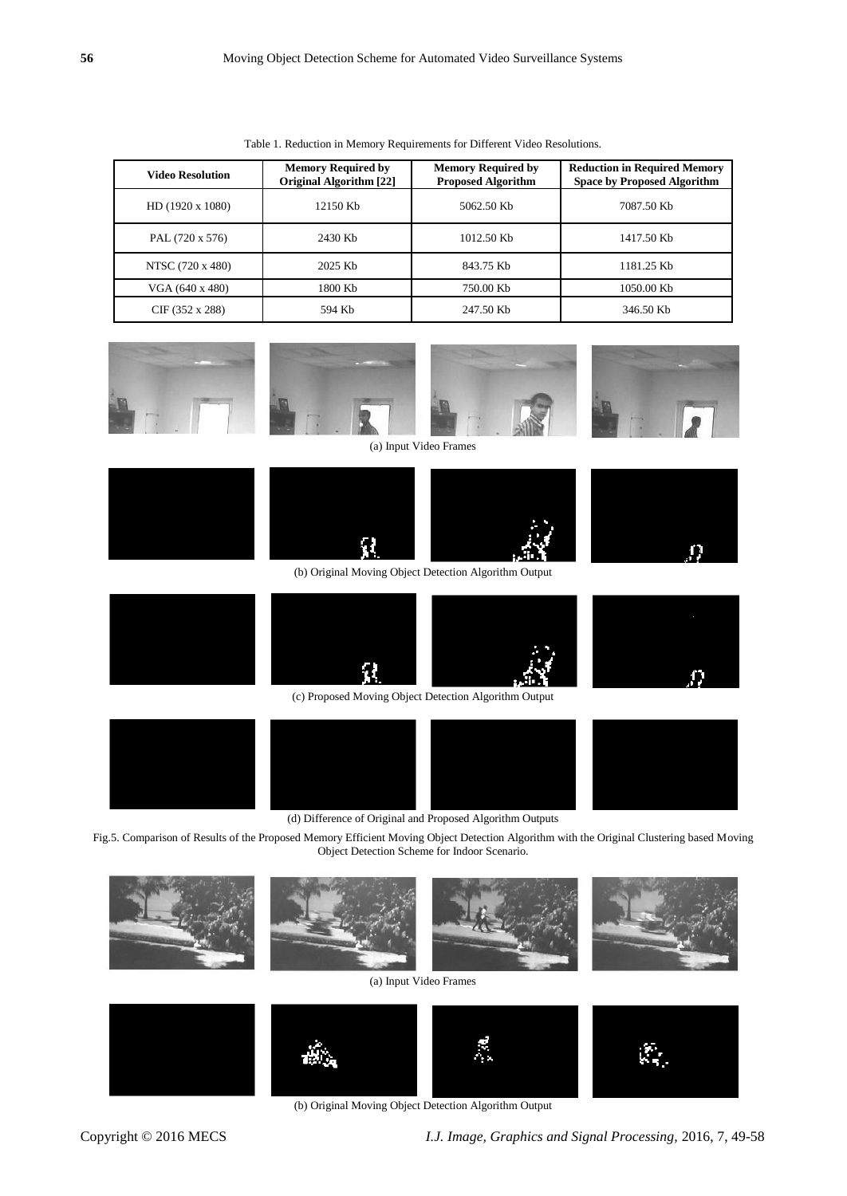Table 1. Reduction in Memory Requirements for Different Video Resolutions.

| Video Resolution | Memory Required by Original Algorithm [22] | Memory Required by Proposed Algorithm | Reduction in Required Memory Space by Proposed Algorithm |
|---|---|---|---|
| HD (1920 x 1080) | 12150 Kb | 5062.50 Kb | 7087.50 Kb |
| PAL (720 x 576) | 2430 Kb | 1012.50 Kb | 1417.50 Kb |
| NTSC (720 x 480) | 2025 Kb | 843.75 Kb | 1181.25 Kb |
| VGA (640 x 480) | 1800 Kb | 750.00 Kb | 1050.00 Kb |
| CIF (352 x 288) | 594 Kb | 247.50 Kb | 346.50 Kb |

(a) Input Video Frames

(b) Original Moving Object Detection Algorithm Output

(c) Proposed Moving Object Detection Algorithm Output

(d) Difference of Original and Proposed Algorithm Outputs

Fig.5. Comparison of Results of the Proposed Memory Efficient Moving Object Detection Algorithm with the Original Clustering based Moving Object Detection Scheme for Indoor Scenario.

(a) Input Video Frames

(b) Original Moving Object Detection Algorithm Output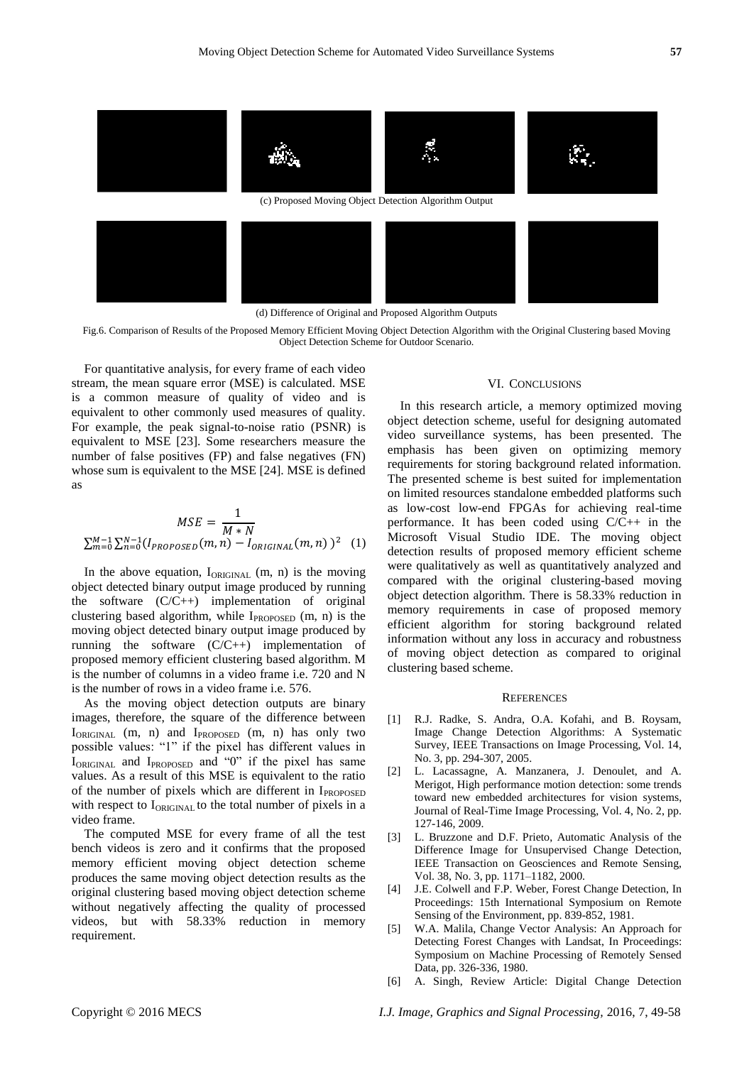(c) Proposed Moving Object Detection Algorithm Output

(d) Difference of Original and Proposed Algorithm Outputs

Fig.6. Comparison of Results of the Proposed Memory Efficient Moving Object Detection Algorithm with the Original Clustering based Moving Object Detection Scheme for Outdoor Scenario.

For quantitative analysis, for every frame of each video stream, the mean square error (MSE) is calculated. MSE is a common measure of quality of video and is equivalent to other commonly used measures of quality. For example, the peak signal-to-noise ratio (PSNR) is equivalent to MSE [23]. Some researchers measure the number of false positives (FP) and false negatives (FN) whose sum is equivalent to the MSE [24]. MSE is defined as

$$MSE = \frac{1}{M * N} \sum_{m=0}^{M-1} \sum_{n=0}^{N-1} (I_{PROPOSED}(m,n) - I_{ORIGINAL}(m,n))^2 \quad (1)$$

In the above equation, $I_{ORIGINAL}$ (m, n) is the moving object detected binary output image produced by running the software (C/C++) implementation of original clustering based algorithm, while $I_{PROPOSED}$ (m, n) is the moving object detected binary output image produced by running the software (C/C++) implementation of proposed memory efficient clustering based algorithm. M is the number of columns in a video frame i.e. 720 and N is the number of rows in a video frame i.e. 576.

As the moving object detection outputs are binary images, therefore, the square of the difference between $I_{ORIGINAL}$ (m, n) and $I_{PROPOSED}$ (m, n) has only two possible values: "1" if the pixel has different values in $I_{ORIGINAL}$ and $I_{PROPOSED}$ and "0" if the pixel has same values. As a result of this MSE is equivalent to the ratio of the number of pixels which are different in $I_{PROPOSED}$ with respect to $I_{ORIGINAL}$ to the total number of pixels in a video frame.

The computed MSE for every frame of all the test bench videos is zero and it confirms that the proposed memory efficient moving object detection scheme produces the same moving object detection results as the original clustering based moving object detection scheme without negatively affecting the quality of processed videos, but with 58.33% reduction in memory requirement.

## VI. Conclusions

In this research article, a memory optimized moving object detection scheme, useful for designing automated video surveillance systems, has been presented. The emphasis has been given on optimizing memory requirements for storing background related information. The presented scheme is best suited for implementation on limited resources standalone embedded platforms such as low-cost low-end FPGAs for achieving real-time performance. It has been coded using C/C++ in the Microsoft Visual Studio IDE. The moving object detection results of proposed memory efficient scheme were qualitatively as well as quantitatively analyzed and compared with the original clustering-based moving object detection algorithm. There is 58.33% reduction in memory requirements in case of proposed memory efficient algorithm for storing background related information without any loss in accuracy and robustness of moving object detection as compared to original clustering based scheme.

## References

[1] R.J. Radke, S. Andra, O.A. Kofahi, and B. Roysam, Image Change Detection Algorithms: A Systematic Survey, IEEE Transactions on Image Processing, Vol. 14, No. 3, pp. 294-307, 2005.

[2] L. Lacassagne, A. Manzanera, J. Denoulet, and A. Merigot, High performance motion detection: some trends toward new embedded architectures for vision systems, Journal of Real-Time Image Processing, Vol. 4, No. 2, pp. 127-146, 2009.

[3] L. Bruzzone and D.F. Prieto, Automatic Analysis of the Difference Image for Unsupervised Change Detection, IEEE Transaction on Geosciences and Remote Sensing, Vol. 38, No. 3, pp. 1171–1182, 2000.

[4] J.E. Colwell and F.P. Weber, Forest Change Detection, In Proceedings: 15th International Symposium on Remote Sensing of the Environment, pp. 839-852, 1981.

[5] W.A. Malila, Change Vector Analysis: An Approach for Detecting Forest Changes with Landsat, In Proceedings: Symposium on Machine Processing of Remotely Sensed Data, pp. 326-336, 1980.

[6] A. Singh, Review Article: Digital Change Detection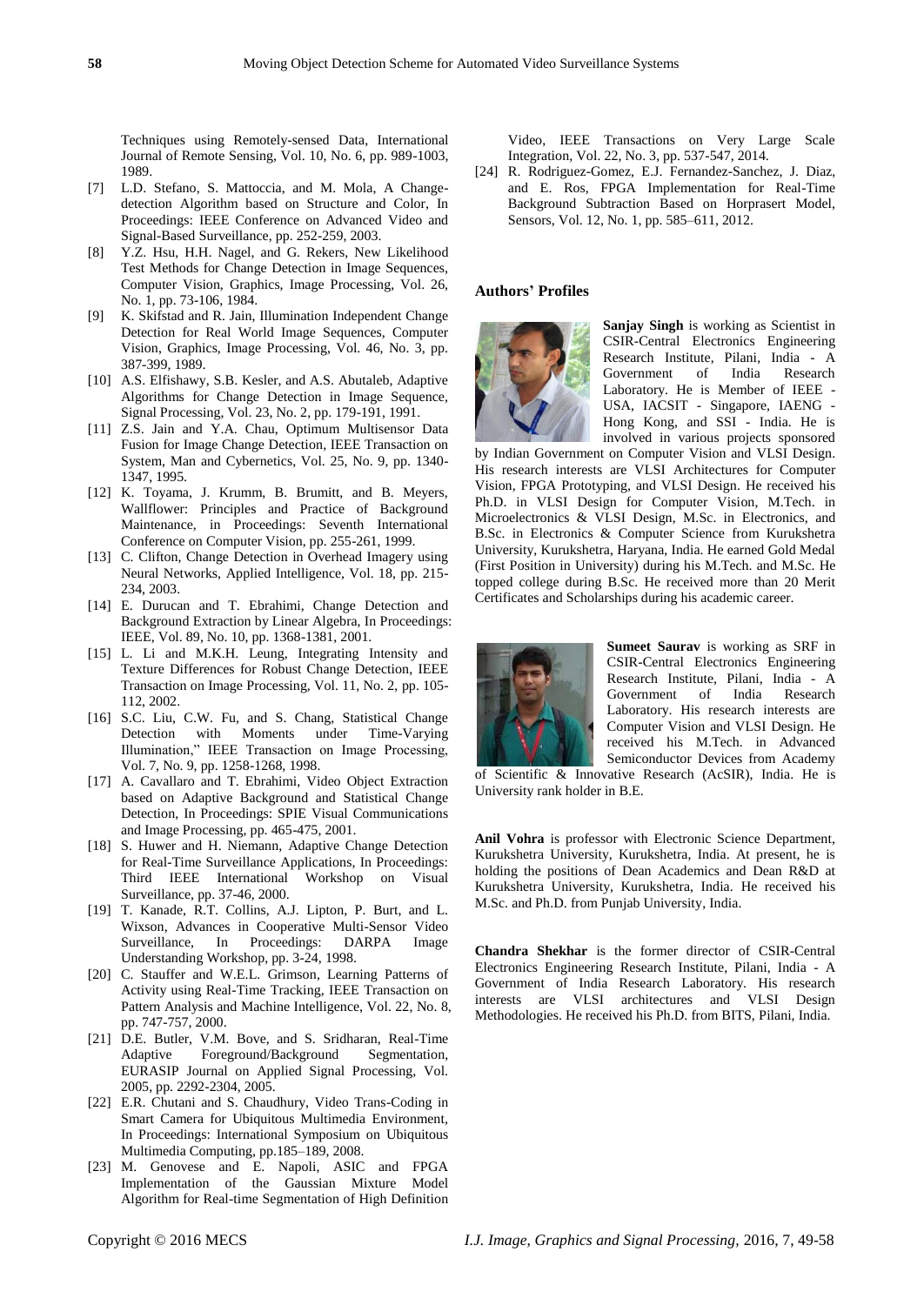Techniques using Remotely-sensed Data, International Journal of Remote Sensing, Vol. 10, No. 6, pp. 989-1003, 1989.

[7] L.D. Stefano, S. Mattoccia, and M. Mola, A Change-detection Algorithm based on Structure and Color, In Proceedings: IEEE Conference on Advanced Video and Signal-Based Surveillance, pp. 252-259, 2003.

[8] Y.Z. Hsu, H.H. Nagel, and G. Rekers, New Likelihood Test Methods for Change Detection in Image Sequences, Computer Vision, Graphics, Image Processing, Vol. 26, No. 1, pp. 73-106, 1984.

[9] K. Skifstad and R. Jain, Illumination Independent Change Detection for Real World Image Sequences, Computer Vision, Graphics, Image Processing, Vol. 46, No. 3, pp. 387-399, 1989.

[10] A.S. Elfishawy, S.B. Kesler, and A.S. Abutaleb, Adaptive Algorithms for Change Detection in Image Sequence, Signal Processing, Vol. 23, No. 2, pp. 179-191, 1991.

[11] Z.S. Jain and Y.A. Chau, Optimum Multisensor Data Fusion for Image Change Detection, IEEE Transaction on System, Man and Cybernetics, Vol. 25, No. 9, pp. 1340-1347, 1995.

[12] K. Toyama, J. Krumm, B. Brumitt, and B. Meyers, Wallflower: Principles and Practice of Background Maintenance, in Proceedings: Seventh International Conference on Computer Vision, pp. 255-261, 1999.

[13] C. Clifton, Change Detection in Overhead Imagery using Neural Networks, Applied Intelligence, Vol. 18, pp. 215-234, 2003.

[14] E. Durucan and T. Ebrahimi, Change Detection and Background Extraction by Linear Algebra, In Proceedings: IEEE, Vol. 89, No. 10, pp. 1368-1381, 2001.

[15] L. Li and M.K.H. Leung, Integrating Intensity and Texture Differences for Robust Change Detection, IEEE Transaction on Image Processing, Vol. 11, No. 2, pp. 105-112, 2002.

[16] S.C. Liu, C.W. Fu, and S. Chang, Statistical Change Detection with Moments under Time-Varying Illumination," IEEE Transaction on Image Processing, Vol. 7, No. 9, pp. 1258-1268, 1998.

[17] A. Cavallaro and T. Ebrahimi, Video Object Extraction based on Adaptive Background and Statistical Change Detection, In Proceedings: SPIE Visual Communications and Image Processing, pp. 465-475, 2001.

[18] S. Huwer and H. Niemann, Adaptive Change Detection for Real-Time Surveillance Applications, In Proceedings: Third IEEE International Workshop on Visual Surveillance, pp. 37-46, 2000.

[19] T. Kanade, R.T. Collins, A.J. Lipton, P. Burt, and L. Wixson, Advances in Cooperative Multi-Sensor Video Surveillance, In Proceedings: DARPA Image Understanding Workshop, pp. 3-24, 1998.

[20] C. Stauffer and W.E.L. Grimson, Learning Patterns of Activity using Real-Time Tracking, IEEE Transaction on Pattern Analysis and Machine Intelligence, Vol. 22, No. 8, pp. 747-757, 2000.

[21] D.E. Butler, V.M. Bove, and S. Sridharan, Real-Time Adaptive Foreground/Background Segmentation, EURASIP Journal on Applied Signal Processing, Vol. 2005, pp. 2292-2304, 2005.

[22] E.R. Chutani and S. Chaudhury, Video Trans-Coding in Smart Camera for Ubiquitous Multimedia Environment, In Proceedings: International Symposium on Ubiquitous Multimedia Computing, pp.185–189, 2008.

[23] M. Genovese and E. Napoli, ASIC and FPGA Implementation of the Gaussian Mixture Model Algorithm for Real-time Segmentation of High Definition Video, IEEE Transactions on Very Large Scale Integration, Vol. 22, No. 3, pp. 537-547, 2014.

[24] R. Rodriguez-Gomez, E.J. Fernandez-Sanchez, J. Diaz, and E. Ros, FPGA Implementation for Real-Time Background Subtraction Based on Horprasert Model, Sensors, Vol. 12, No. 1, pp. 585–611, 2012.

## Authors' Profiles

**Sanjay Singh** is working as Scientist in CSIR-Central Electronics Engineering Research Institute, Pilani, India - A Government of India Research Laboratory. He is Member of IEEE - USA, IACSIT - Singapore, IAENG - Hong Kong, and SSI - India. He is involved in various projects sponsored by Indian Government on Computer Vision and VLSI Design. His research interests are VLSI Architectures for Computer Vision, FPGA Prototyping, and VLSI Design. He received his Ph.D. in VLSI Design for Computer Vision, M.Tech. in Microelectronics & VLSI Design, M.Sc. in Electronics, and B.Sc. in Electronics & Computer Science from Kurukshetra University, Kurukshetra, Haryana, India. He earned Gold Medal (First Position in University) during his M.Tech. and M.Sc. He topped college during B.Sc. He received more than 20 Merit Certificates and Scholarships during his academic career.

**Sumeet Saurav** is working as SRF in CSIR-Central Electronics Engineering Research Institute, Pilani, India - A Government of India Research Laboratory. His research interests are Computer Vision and VLSI Design. He received his M.Tech. in Advanced Semiconductor Devices from Academy of Scientific & Innovative Research (AcSIR), India. He is University rank holder in B.E.

**Anil Vohra** is professor with Electronic Science Department, Kurukshetra University, Kurukshetra, India. At present, he is holding the positions of Dean Academics and Dean R&D at Kurukshetra University, Kurukshetra, India. He received his M.Sc. and Ph.D. from Punjab University, India.

**Chandra Shekhar** is the former director of CSIR-Central Electronics Engineering Research Institute, Pilani, India - A Government of India Research Laboratory. His research interests are VLSI architectures and VLSI Design Methodologies. He received his Ph.D. from BITS, Pilani, India.